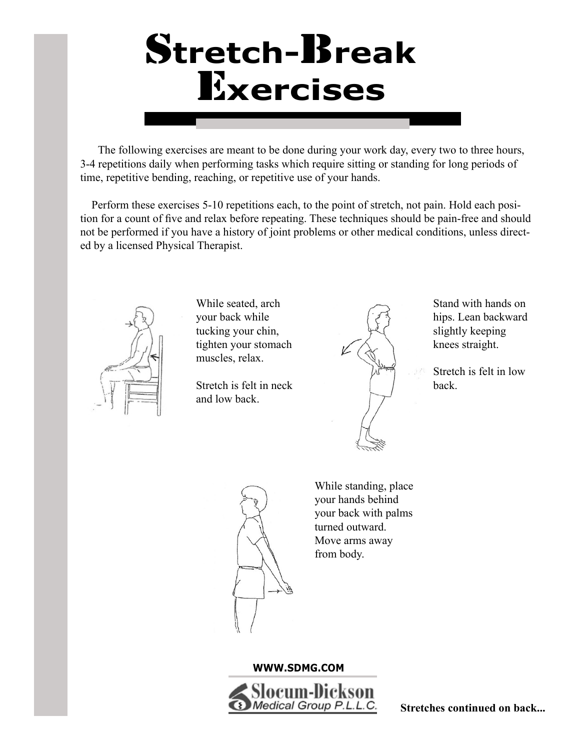# Stretch-Break Exercises

The following exercises are meant to be done during your work day, every two to three hours, 3-4 repetitions daily when performing tasks which require sitting or standing for long periods of time, repetitive bending, reaching, or repetitive use of your hands.

Perform these exercises 5-10 repetitions each, to the point of stretch, not pain. Hold each position for a count of five and relax before repeating. These techniques should be pain-free and should not be performed if you have a history of joint problems or other medical conditions, unless directed by a licensed Physical Therapist.

While seated, arch your back while tucking your chin, tighten your stomach muscles, relax.

Stretch is felt in neck and low back.

Stand with hands on hips. Lean backward slightly keeping knees straight.

Stretch is felt in low back.

While standing, place your hands behind your back with palms turned outward. Move arms away from body.

**WWW.SDMG.COM**

Slocum-Dickson Medical Group P.L.L.C.

**Stretches continued on back...**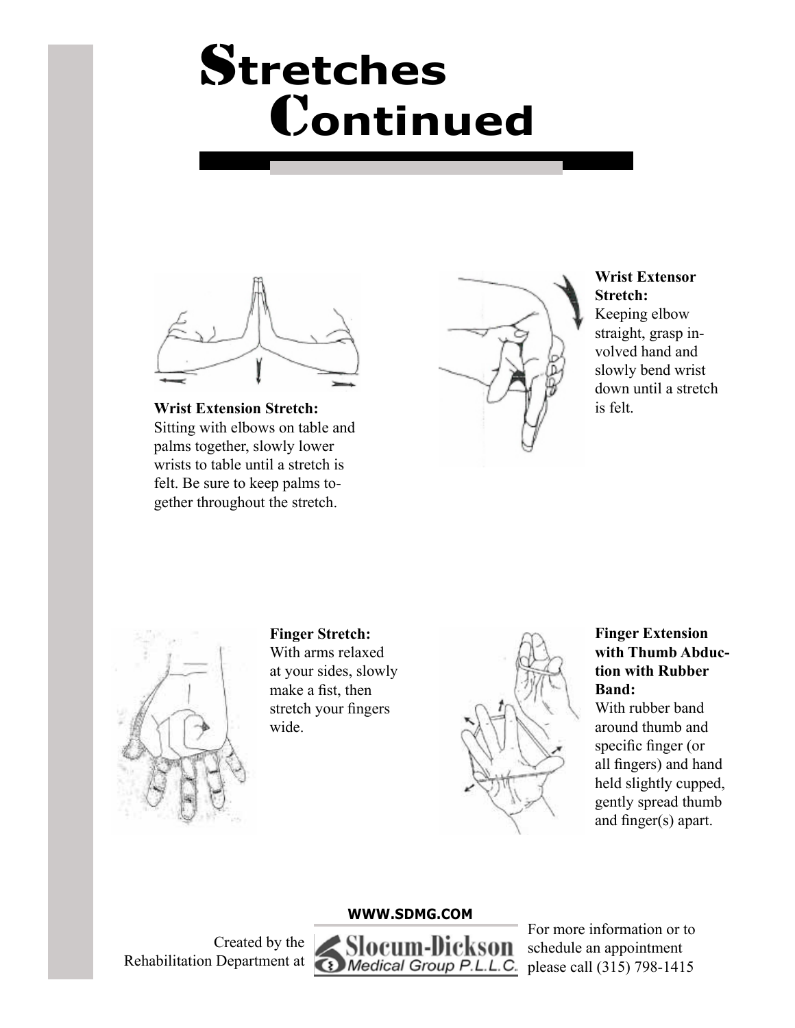# Stretches Continued

**Wrist Extension Stretch:**
Sitting with elbows on table and palms together, slowly lower wrists to table until a stretch is felt. Be sure to keep palms together throughout the stretch.

**Wrist Extensor Stretch:**
Keeping elbow straight, grasp involved hand and slowly bend wrist down until a stretch is felt.

**Finger Stretch:**
With arms relaxed at your sides, slowly make a fist, then stretch your fingers wide.

**Finger Extension with Thumb Abduction with Rubber Band:**
With rubber band around thumb and specific finger (or all fingers) and hand held slightly cupped, gently spread thumb and finger(s) apart.

**WWW.SDMG.COM**

Created by the Rehabilitation Department at Slocum-Dickson Medical Group P.L.L.C.

For more information or to schedule an appointment please call (315) 798-1415